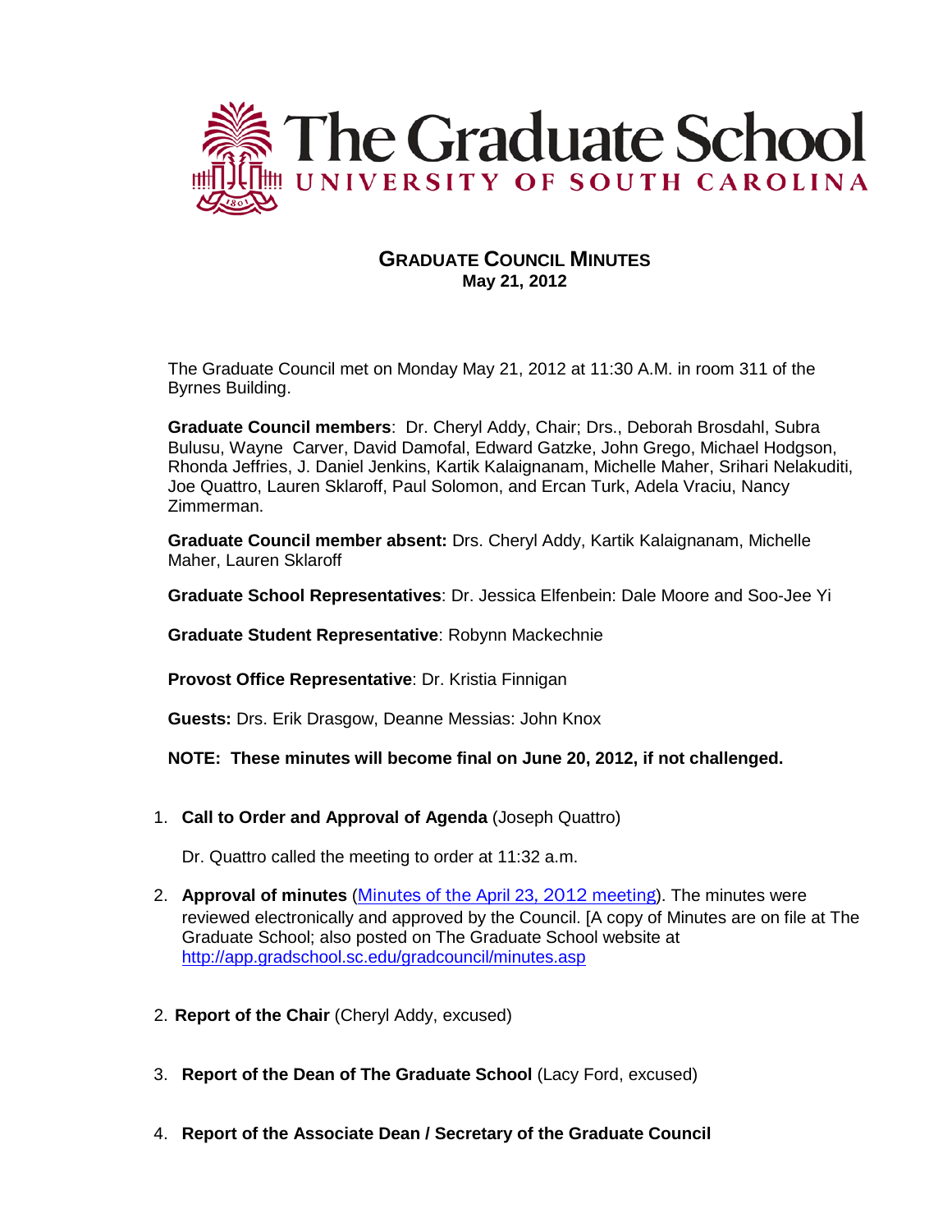# The Graduate School

UNIVERSITY OF SOUTH CAROLINA

## GRADUATE COUNCIL MINUTES

**May 21, 2012**

The Graduate Council met on Monday May 21, 2012 at 11:30 A.M. in room 311 of the Byrnes Building.

**Graduate Council members**: Dr. Cheryl Addy, Chair; Drs., Deborah Brosdahl, Subra Bulusu, Wayne Carver, David Damofal, Edward Gatzke, John Grego, Michael Hodgson, Rhonda Jeffries, J. Daniel Jenkins, Kartik Kalaignanam, Michelle Maher, Srihari Nelakuditi, Joe Quattro, Lauren Sklaroff, Paul Solomon, and Ercan Turk, Adela Vraciu, Nancy Zimmerman.

**Graduate Council member absent:** Drs. Cheryl Addy, Kartik Kalaignanam, Michelle Maher, Lauren Sklaroff

**Graduate School Representatives**: Dr. Jessica Elfenbein: Dale Moore and Soo-Jee Yi

**Graduate Student Representative**: Robynn Mackechnie

**Provost Office Representative**: Dr. Kristia Finnigan

**Guests:** Drs. Erik Drasgow, Deanne Messias: John Knox

**NOTE: These minutes will become final on June 20, 2012, if not challenged.**

1. **Call to Order and Approval of Agenda** (Joseph Quattro)

   Dr. Quattro called the meeting to order at 11:32 a.m.

2. **Approval of minutes** (Minutes of the April 23, 2012 meeting). The minutes were reviewed electronically and approved by the Council. [A copy of Minutes are on file at The Graduate School; also posted on The Graduate School website at http://app.gradschool.sc.edu/gradcouncil/minutes.asp

2. **Report of the Chair** (Cheryl Addy, excused)

3. **Report of the Dean of The Graduate School** (Lacy Ford, excused)

4. **Report of the Associate Dean / Secretary of the Graduate Council**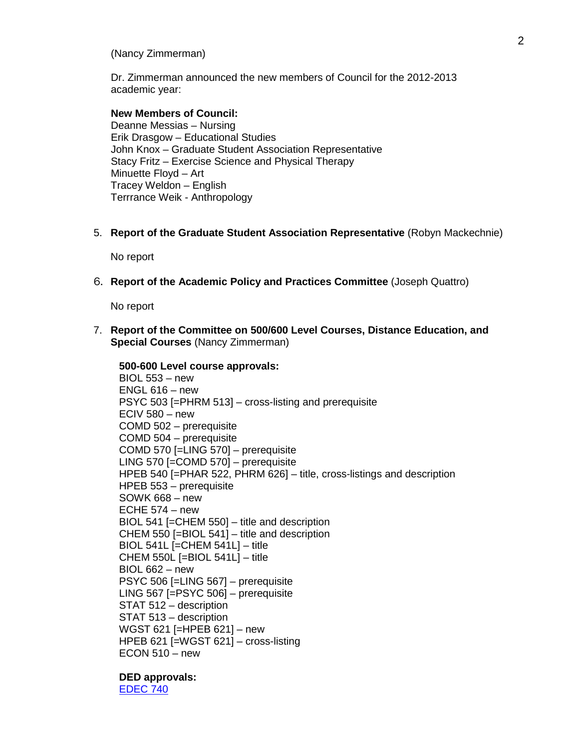(Nancy Zimmerman)

Dr. Zimmerman announced the new members of Council for the 2012-2013 academic year:

**New Members of Council:**
Deanne Messias – Nursing
Erik Drasgow – Educational Studies
John Knox – Graduate Student Association Representative
Stacy Fritz – Exercise Science and Physical Therapy
Minuette Floyd – Art
Tracey Weldon – English
Terrrance Weik - Anthropology

5. **Report of the Graduate Student Association Representative** (Robyn Mackechnie)

   No report

6. **Report of the Academic Policy and Practices Committee** (Joseph Quattro)

   No report

7. **Report of the Committee on 500/600 Level Courses, Distance Education, and Special Courses** (Nancy Zimmerman)

   **500-600 Level course approvals:**
   BIOL 553 – new
   ENGL 616 – new
   PSYC 503 [=PHRM 513] – cross-listing and prerequisite
   ECIV 580 – new
   COMD 502 – prerequisite
   COMD 504 – prerequisite
   COMD 570 [=LING 570] – prerequisite
   LING 570 [=COMD 570] – prerequisite
   HPEB 540 [=PHAR 522, PHRM 626] – title, cross-listings and description
   HPEB 553 – prerequisite
   SOWK 668 – new
   ECHE 574 – new
   BIOL 541 [=CHEM 550] – title and description
   CHEM 550 [=BIOL 541] – title and description
   BIOL 541L [=CHEM 541L] – title
   CHEM 550L [=BIOL 541L] – title
   BIOL 662 – new
   PSYC 506 [=LING 567] – prerequisite
   LING 567 [=PSYC 506] – prerequisite
   STAT 512 – description
   STAT 513 – description
   WGST 621 [=HPEB 621] – new
   HPEB 621 [=WGST 621] – cross-listing
   ECON 510 – new

   **DED approvals:**
   EDEC 740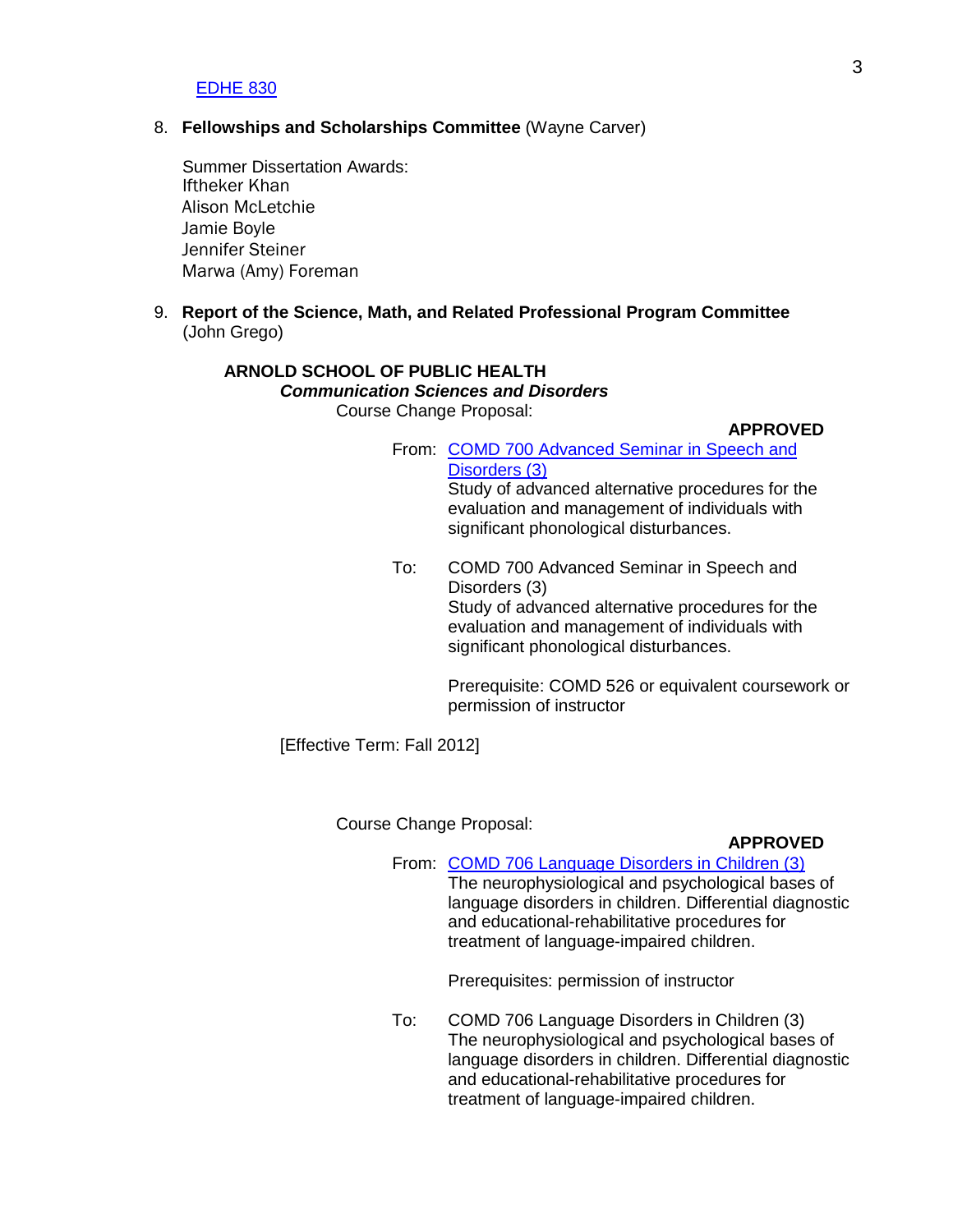EDHE 830

8. **Fellowships and Scholarships Committee** (Wayne Carver)

   Summer Dissertation Awards:
   Iftheker Khan
   Alison McLetchie
   Jamie Boyle
   Jennifer Steiner
   Marwa (Amy) Foreman

9. **Report of the Science, Math, and Related Professional Program Committee** (John Grego)

**ARNOLD SCHOOL OF PUBLIC HEALTH**

***Communication Sciences and Disorders***

Course Change Proposal:

**APPROVED**

From: COMD 700 Advanced Seminar in Speech and Disorders (3)
Study of advanced alternative procedures for the evaluation and management of individuals with significant phonological disturbances.

To: COMD 700 Advanced Seminar in Speech and Disorders (3)
Study of advanced alternative procedures for the evaluation and management of individuals with significant phonological disturbances.

Prerequisite: COMD 526 or equivalent coursework or permission of instructor

[Effective Term: Fall 2012]

Course Change Proposal:

**APPROVED**

From: COMD 706 Language Disorders in Children (3)
The neurophysiological and psychological bases of language disorders in children. Differential diagnostic and educational-rehabilitative procedures for treatment of language-impaired children.

Prerequisites: permission of instructor

To: COMD 706 Language Disorders in Children (3)
The neurophysiological and psychological bases of language disorders in children. Differential diagnostic and educational-rehabilitative procedures for treatment of language-impaired children.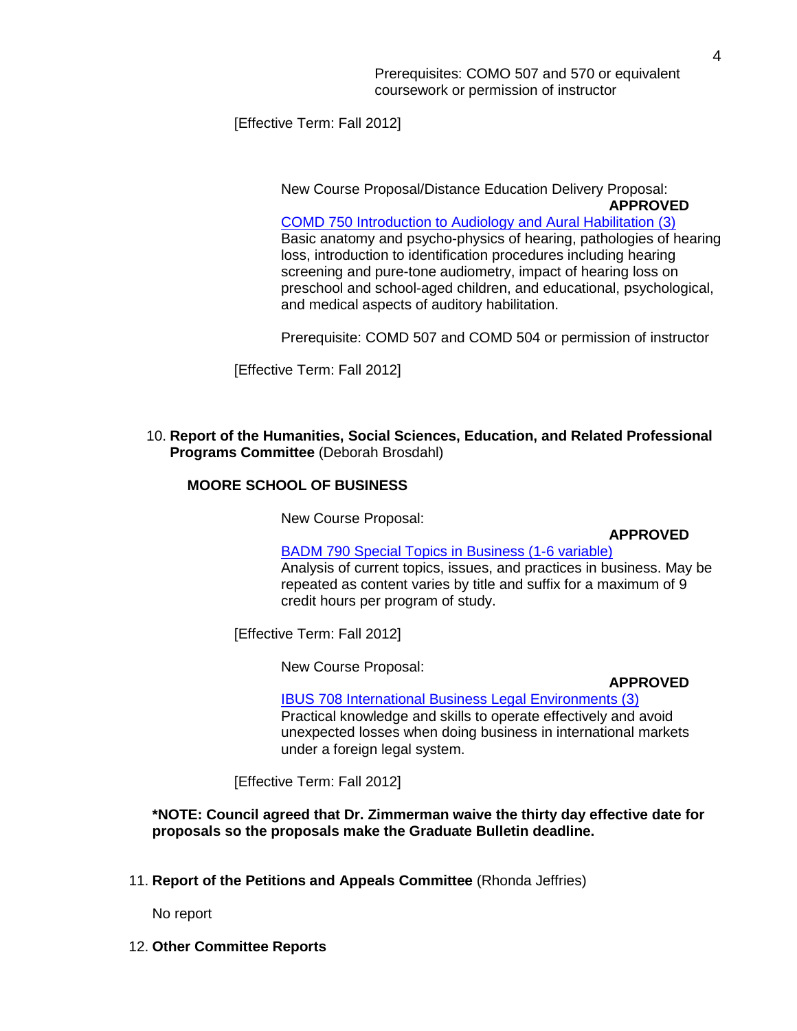Prerequisites: COMO 507 and 570 or equivalent coursework or permission of instructor

[Effective Term: Fall 2012]

New Course Proposal/Distance Education Delivery Proposal:

**APPROVED**

COMD 750 Introduction to Audiology and Aural Habilitation (3)
Basic anatomy and psycho-physics of hearing, pathologies of hearing loss, introduction to identification procedures including hearing screening and pure-tone audiometry, impact of hearing loss on preschool and school-aged children, and educational, psychological, and medical aspects of auditory habilitation.

Prerequisite: COMD 507 and COMD 504 or permission of instructor

[Effective Term: Fall 2012]

10. **Report of the Humanities, Social Sciences, Education, and Related Professional Programs Committee** (Deborah Brosdahl)

**MOORE SCHOOL OF BUSINESS**

New Course Proposal:

**APPROVED**

BADM 790 Special Topics in Business (1-6 variable)
Analysis of current topics, issues, and practices in business. May be repeated as content varies by title and suffix for a maximum of 9 credit hours per program of study.

[Effective Term: Fall 2012]

New Course Proposal:

**APPROVED**

IBUS 708 International Business Legal Environments (3)
Practical knowledge and skills to operate effectively and avoid unexpected losses when doing business in international markets under a foreign legal system.

[Effective Term: Fall 2012]

**\*NOTE: Council agreed that Dr. Zimmerman waive the thirty day effective date for proposals so the proposals make the Graduate Bulletin deadline.**

11. **Report of the Petitions and Appeals Committee** (Rhonda Jeffries)

No report

12. **Other Committee Reports**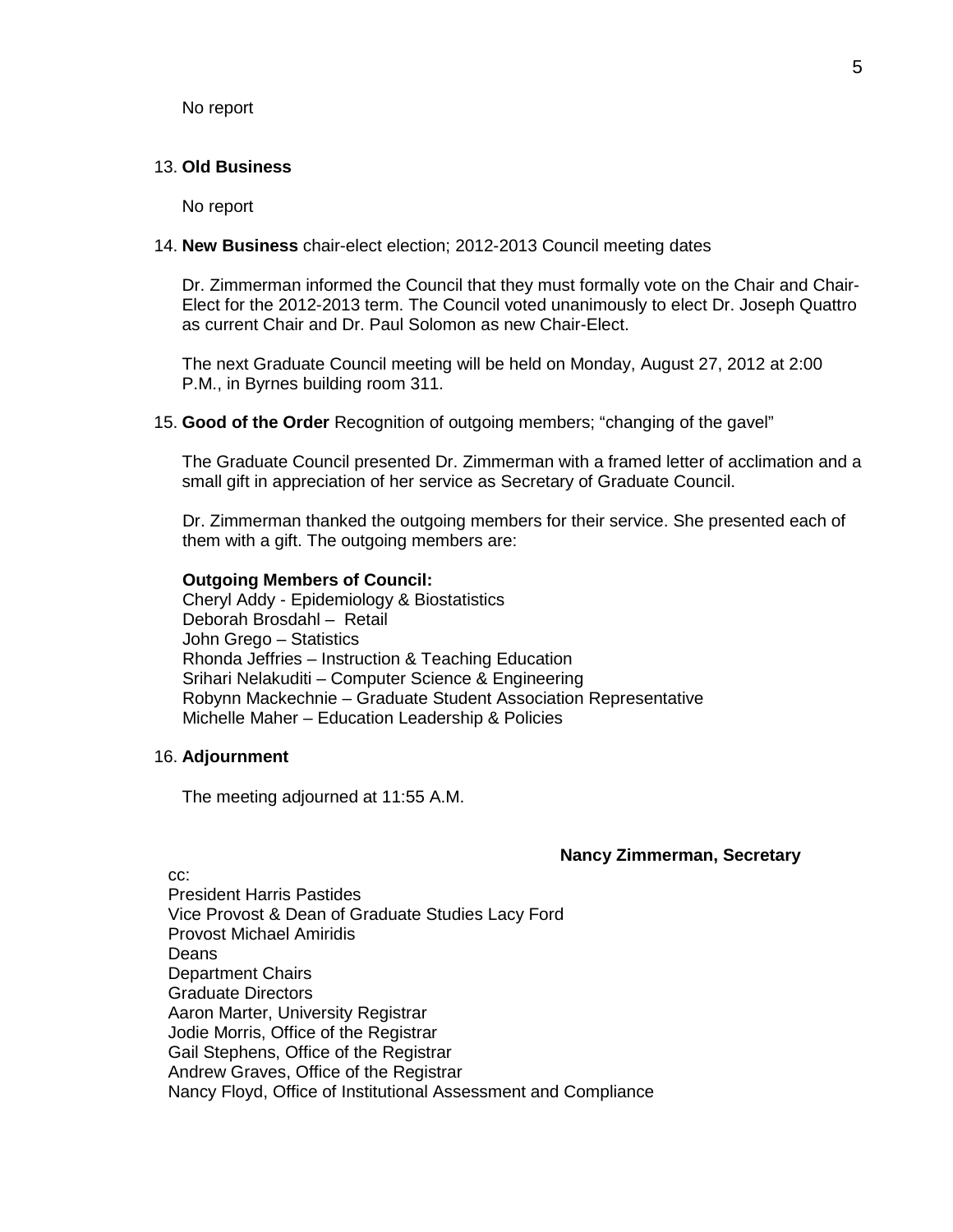No report

13. **Old Business**

    No report

14. **New Business** chair-elect election; 2012-2013 Council meeting dates

    Dr. Zimmerman informed the Council that they must formally vote on the Chair and Chair-Elect for the 2012-2013 term. The Council voted unanimously to elect Dr. Joseph Quattro as current Chair and Dr. Paul Solomon as new Chair-Elect.

    The next Graduate Council meeting will be held on Monday, August 27, 2012 at 2:00 P.M., in Byrnes building room 311.

15. **Good of the Order** Recognition of outgoing members; "changing of the gavel"

    The Graduate Council presented Dr. Zimmerman with a framed letter of acclimation and a small gift in appreciation of her service as Secretary of Graduate Council.

    Dr. Zimmerman thanked the outgoing members for their service. She presented each of them with a gift. The outgoing members are:

    **Outgoing Members of Council:**
    Cheryl Addy - Epidemiology & Biostatistics
    Deborah Brosdahl – Retail
    John Grego – Statistics
    Rhonda Jeffries – Instruction & Teaching Education
    Srihari Nelakuditi – Computer Science & Engineering
    Robynn Mackechnie – Graduate Student Association Representative
    Michelle Maher – Education Leadership & Policies

16. **Adjournment**

    The meeting adjourned at 11:55 A.M.

**Nancy Zimmerman, Secretary**

cc:
President Harris Pastides
Vice Provost & Dean of Graduate Studies Lacy Ford
Provost Michael Amiridis
Deans
Department Chairs
Graduate Directors
Aaron Marter, University Registrar
Jodie Morris, Office of the Registrar
Gail Stephens, Office of the Registrar
Andrew Graves, Office of the Registrar
Nancy Floyd, Office of Institutional Assessment and Compliance